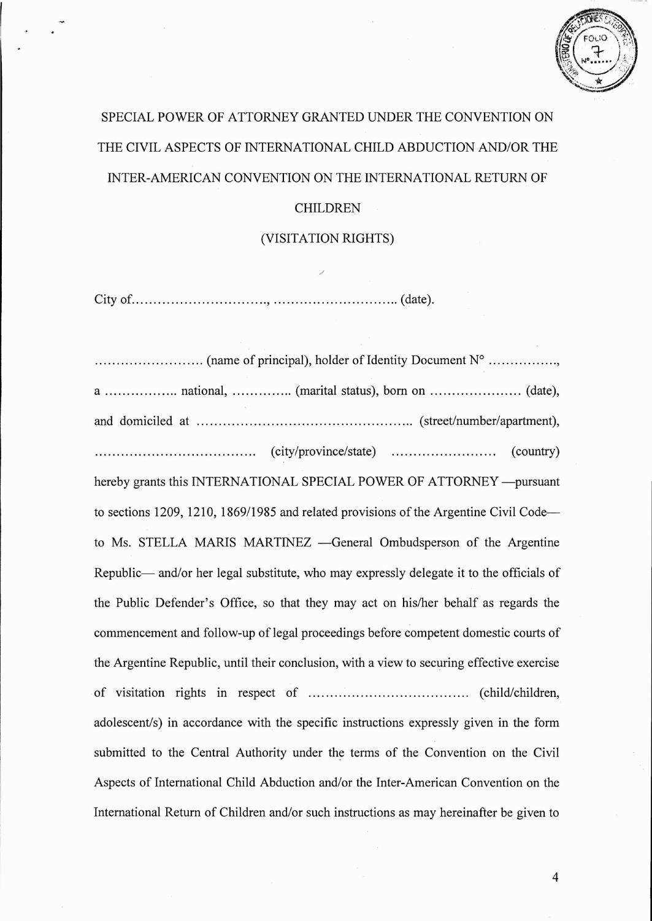# SPECIAL POWER OF ATTORNEY GRANTED UNDER THE CONVENTION ON THE CIVIL ASPECTS OF INTERNATIONAL CHILD ABDUCTION AND/OR THE INTER-AMERICAN CONVENTION ON THE INTERNATIONAL RETURN OF CHILDREN

## (VISITATION RIGHTS)

City of…………………………., ……………………….. (date).

……………………. (name of principal), holder of Identity Document N° ……………., a …………….. national, ………….. (marital status), born on ………………… (date), and domiciled at ………………………………………….. (street/number/apartment), ………………………………. (city/province/state) …………………… (country) hereby grants this INTERNATIONAL SPECIAL POWER OF ATTORNEY —pursuant to sections 1209, 1210, 1869/1985 and related provisions of the Argentine Civil Code— to Ms. STELLA MARIS MARTINEZ —General Ombudsperson of the Argentine Republic— and/or her legal substitute, who may expressly delegate it to the officials of the Public Defender's Office, so that they may act on his/her behalf as regards the commencement and follow-up of legal proceedings before competent domestic courts of the Argentine Republic, until their conclusion, with a view to securing effective exercise of visitation rights in respect of ………………………………. (child/children, adolescent/s) in accordance with the specific instructions expressly given in the form submitted to the Central Authority under the terms of the Convention on the Civil Aspects of International Child Abduction and/or the Inter-American Convention on the International Return of Children and/or such instructions as may hereinafter be given to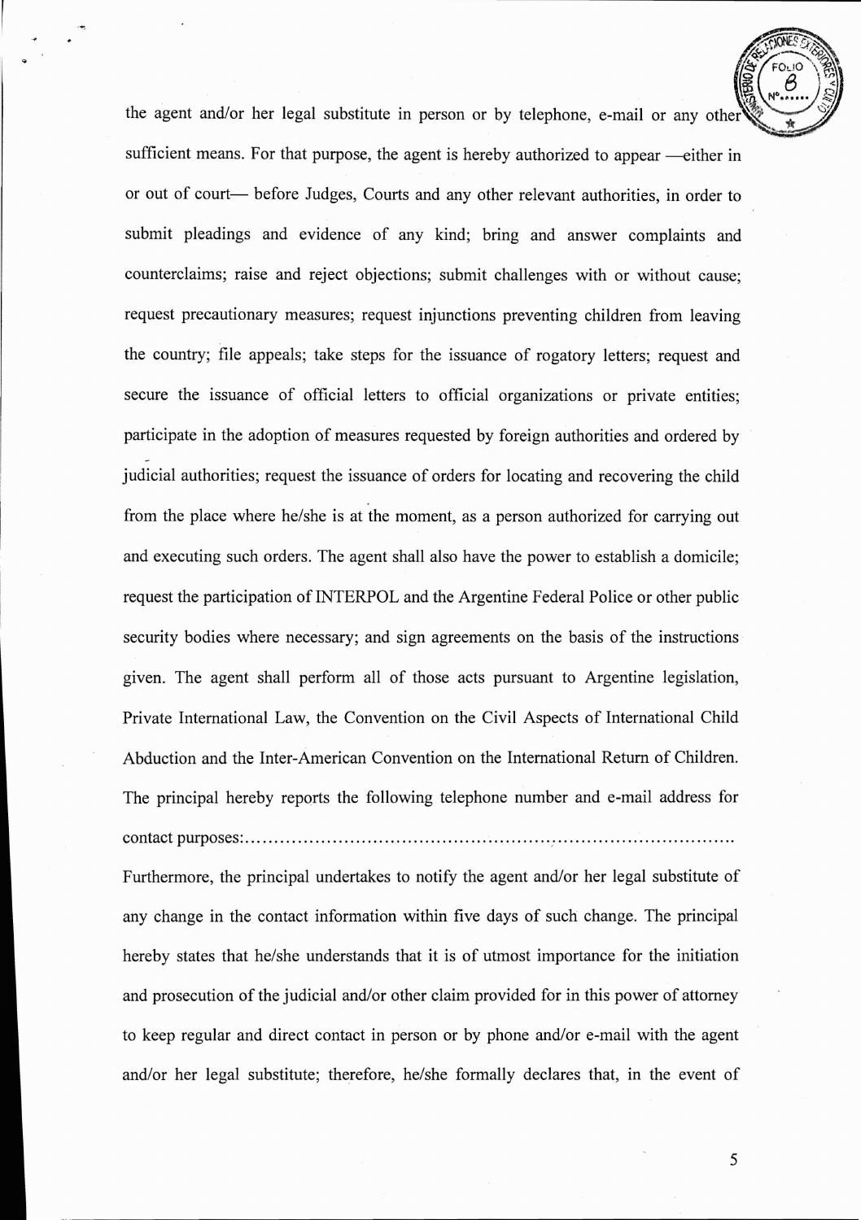the agent and/or her legal substitute in person or by telephone, e-mail or any other sufficient means. For that purpose, the agent is hereby authorized to appear —either in or out of court— before Judges, Courts and any other relevant authorities, in order to submit pleadings and evidence of any kind; bring and answer complaints and counterclaims; raise and reject objections; submit challenges with or without cause; request precautionary measures; request injunctions preventing children from leaving the country; file appeals; take steps for the issuance of rogatory letters; request and secure the issuance of official letters to official organizations or private entities; participate in the adoption of measures requested by foreign authorities and ordered by judicial authorities; request the issuance of orders for locating and recovering the child from the place where he/she is at the moment, as a person authorized for carrying out and executing such orders. The agent shall also have the power to establish a domicile; request the participation of INTERPOL and the Argentine Federal Police or other public security bodies where necessary; and sign agreements on the basis of the instructions given. The agent shall perform all of those acts pursuant to Argentine legislation, Private International Law, the Convention on the Civil Aspects of International Child Abduction and the Inter-American Convention on the International Return of Children. The principal hereby reports the following telephone number and e-mail address for contact purposes:...........................................................................................

Furthermore, the principal undertakes to notify the agent and/or her legal substitute of any change in the contact information within five days of such change. The principal hereby states that he/she understands that it is of utmost importance for the initiation and prosecution of the judicial and/or other claim provided for in this power of attorney to keep regular and direct contact in person or by phone and/or e-mail with the agent and/or her legal substitute; therefore, he/she formally declares that, in the event of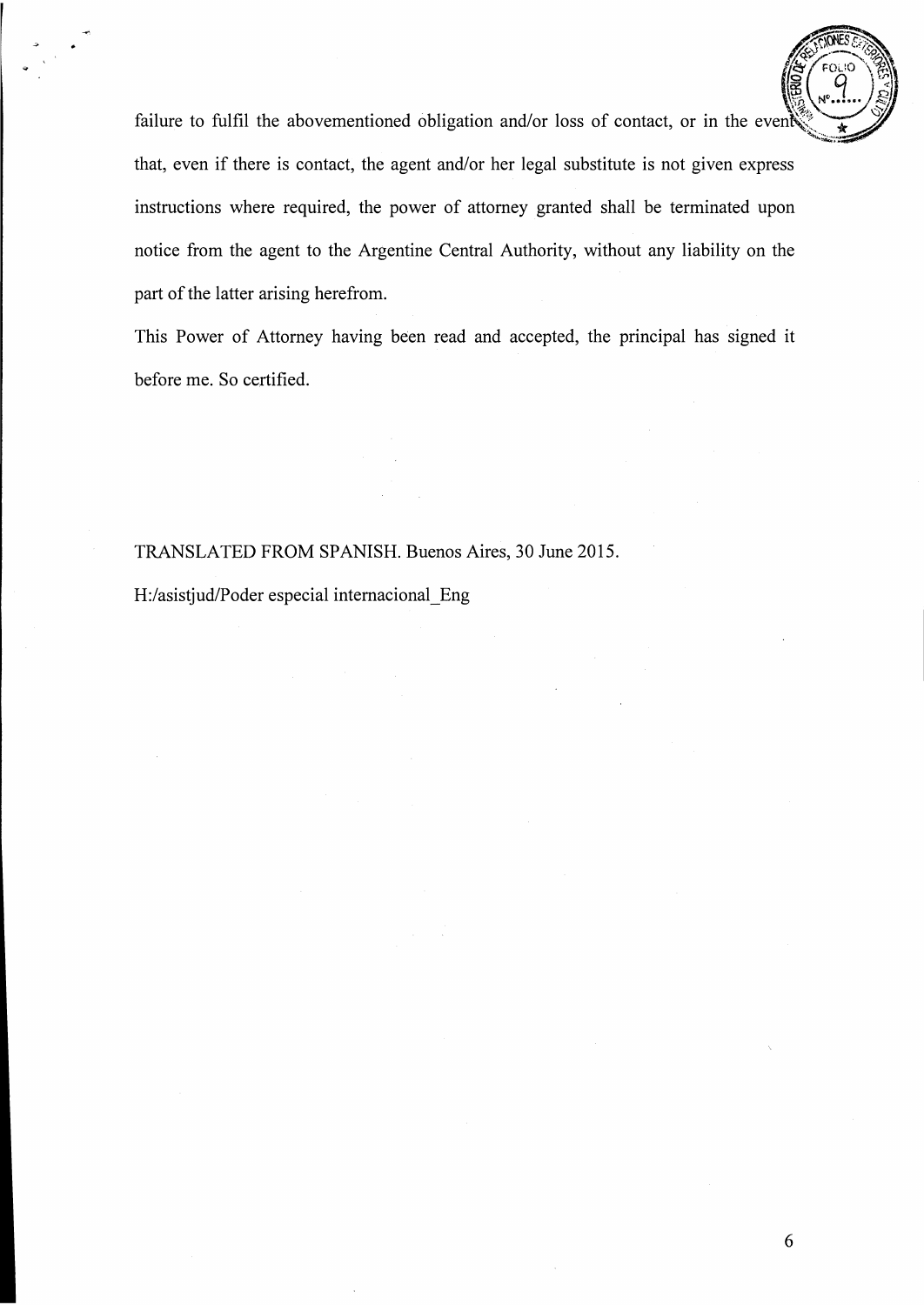failure to fulfil the abovementioned obligation and/or loss of contact, or in the event that, even if there is contact, the agent and/or her legal substitute is not given express instructions where required, the power of attorney granted shall be terminated upon notice from the agent to the Argentine Central Authority, without any liability on the part of the latter arising herefrom.

This Power of Attorney having been read and accepted, the principal has signed it before me. So certified.

TRANSLATED FROM SPANISH. Buenos Aires, 30 June 2015.

H:/asistjud/Poder especial internacional_Eng